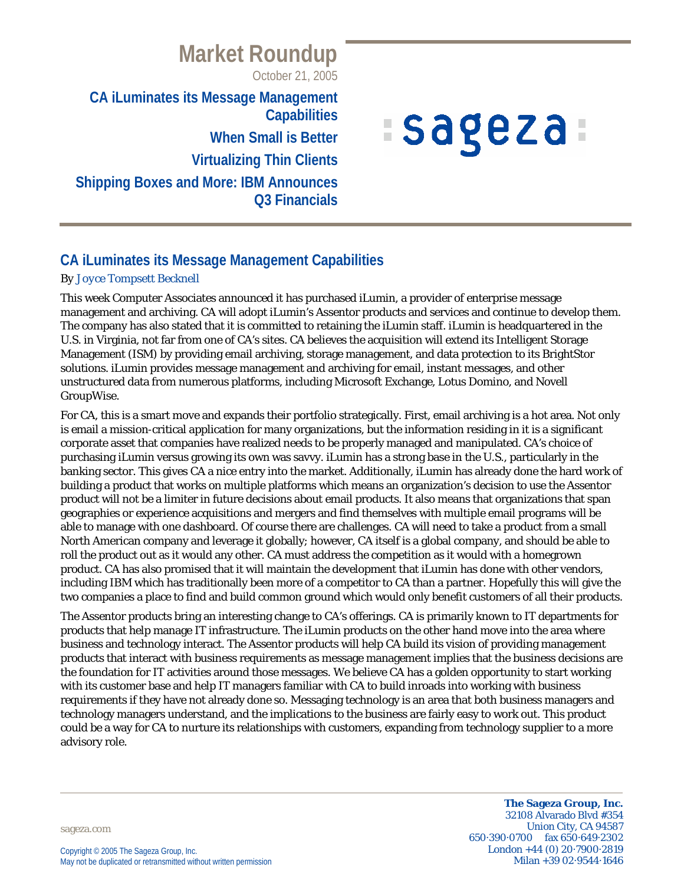# Market Roundup

October 21, 2005

**CA iLuminates its Message Management Capabilities**

**When Small is Better**

**Virtualizing Thin Clients**

**Shipping Boxes and More: IBM Announces Q3 Financials**

## CA iLuminates its Message Management Capabilities

By Joyce Tompsett Becknell

This week Computer Associates announced it has purchased iLumin, a provider of enterprise message management and archiving. CA will adopt iLumin's Assentor products and services and continue to develop them. The company has also stated that it is committed to retaining the iLumin staff. iLumin is headquartered in the U.S. in Virginia, not far from one of CA's sites. CA believes the acquisition will extend its Intelligent Storage Management (ISM) by providing email archiving, storage management, and data protection to its BrightStor solutions. iLumin provides message management and archiving for email, instant messages, and other unstructured data from numerous platforms, including Microsoft Exchange, Lotus Domino, and Novell GroupWise.

For CA, this is a smart move and expands their portfolio strategically. First, email archiving is a hot area. Not only is email a mission-critical application for many organizations, but the information residing in it is a significant corporate asset that companies have realized needs to be properly managed and manipulated. CA's choice of purchasing iLumin versus growing its own was savvy. iLumin has a strong base in the U.S., particularly in the banking sector. This gives CA a nice entry into the market. Additionally, iLumin has already done the hard work of building a product that works on multiple platforms which means an organization's decision to use the Assentor product will not be a limiter in future decisions about email products. It also means that organizations that span geographies or experience acquisitions and mergers and find themselves with multiple email programs will be able to manage with one dashboard. Of course there are challenges. CA will need to take a product from a small North American company and leverage it globally; however, CA itself is a global company, and should be able to roll the product out as it would any other. CA must address the competition as it would with a homegrown product. CA has also promised that it will maintain the development that iLumin has done with other vendors, including IBM which has traditionally been more of a competitor to CA than a partner. Hopefully this will give the two companies a place to find and build common ground which would only benefit customers of all their products.

The Assentor products bring an interesting change to CA's offerings. CA is primarily known to IT departments for products that help manage IT infrastructure. The iLumin products on the other hand move into the area where business and technology interact. The Assentor products will help CA build its vision of providing management products that interact with business requirements as message management implies that the business decisions are the foundation for IT activities around those messages. We believe CA has a golden opportunity to start working with its customer base and help IT managers familiar with CA to build inroads into working with business requirements if they have not already done so. Messaging technology is an area that both business managers and technology managers understand, and the implications to the business are fairly easy to work out. This product could be a way for CA to nurture its relationships with customers, expanding from technology supplier to a more advisory role.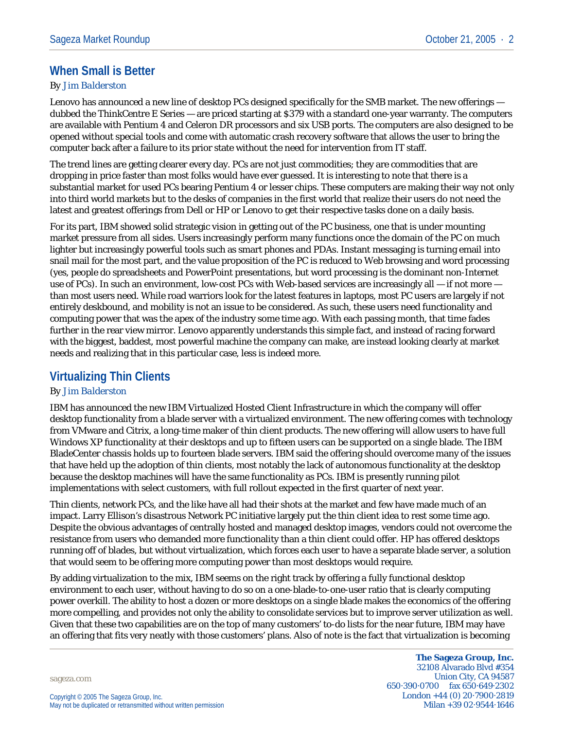## When Small is Better

By *Jim Balderston*

Lenovo has announced a new line of desktop PCs designed specifically for the SMB market. The new offerings — dubbed the ThinkCentre E Series — are priced starting at $379 with a standard one-year warranty. The computers are available with Pentium 4 and Celeron DR processors and six USB ports. The computers are also designed to be opened without special tools and come with automatic crash recovery software that allows the user to bring the computer back after a failure to its prior state without the need for intervention from IT staff.

The trend lines are getting clearer every day. PCs are not just commodities; they are commodities that are dropping in price faster than most folks would have ever guessed. It is interesting to note that there is a substantial market for used PCs bearing Pentium 4 or lesser chips. These computers are making their way not only into third world markets but to the desks of companies in the first world that realize their users do not need the latest and greatest offerings from Dell or HP or Lenovo to get their respective tasks done on a daily basis.

For its part, IBM showed solid strategic vision in getting out of the PC business, one that is under mounting market pressure from all sides. Users increasingly perform many functions once the domain of the PC on much lighter but increasingly powerful tools such as smart phones and PDAs. Instant messaging is turning email into snail mail for the most part, and the value proposition of the PC is reduced to Web browsing and word processing (yes, people do spreadsheets and PowerPoint presentations, but word processing is the dominant non-Internet use of PCs). In such an environment, low-cost PCs with Web-based services are increasingly all — if not more — than most users need. While road warriors look for the latest features in laptops, most PC users are largely if not entirely deskbound, and mobility is not an issue to be considered. As such, these users need functionality and computing power that was the apex of the industry some time ago. With each passing month, that time fades further in the rear view mirror. Lenovo apparently understands this simple fact, and instead of racing forward with the biggest, baddest, most powerful machine the company can make, are instead looking clearly at market needs and realizing that in this particular case, less is indeed more.

## Virtualizing Thin Clients

By *Jim Balderston*

IBM has announced the new IBM Virtualized Hosted Client Infrastructure in which the company will offer desktop functionality from a blade server with a virtualized environment. The new offering comes with technology from VMware and Citrix, a long-time maker of thin client products. The new offering will allow users to have full Windows XP functionality at their desktops and up to fifteen users can be supported on a single blade. The IBM BladeCenter chassis holds up to fourteen blade servers. IBM said the offering should overcome many of the issues that have held up the adoption of thin clients, most notably the lack of autonomous functionality at the desktop because the desktop machines will have the same functionality as PCs. IBM is presently running pilot implementations with select customers, with full rollout expected in the first quarter of next year.

Thin clients, network PCs, and the like have all had their shots at the market and few have made much of an impact. Larry Ellison's disastrous Network PC initiative largely put the thin client idea to rest some time ago. Despite the obvious advantages of centrally hosted and managed desktop images, vendors could not overcome the resistance from users who demanded more functionality than a thin client could offer. HP has offered desktops running off of blades, but without virtualization, which forces each user to have a separate blade server, a solution that would seem to be offering more computing power than most desktops would require.

By adding virtualization to the mix, IBM seems on the right track by offering a fully functional desktop environment to each user, without having to do so on a one-blade-to-one-user ratio that is clearly computing power overkill. The ability to host a dozen or more desktops on a single blade makes the economics of the offering more compelling, and provides not only the ability to consolidate services but to improve server utilization as well. Given that these two capabilities are on the top of many customers' to-do lists for the near future, IBM may have an offering that fits very neatly with those customers' plans. Also of note is the fact that virtualization is becoming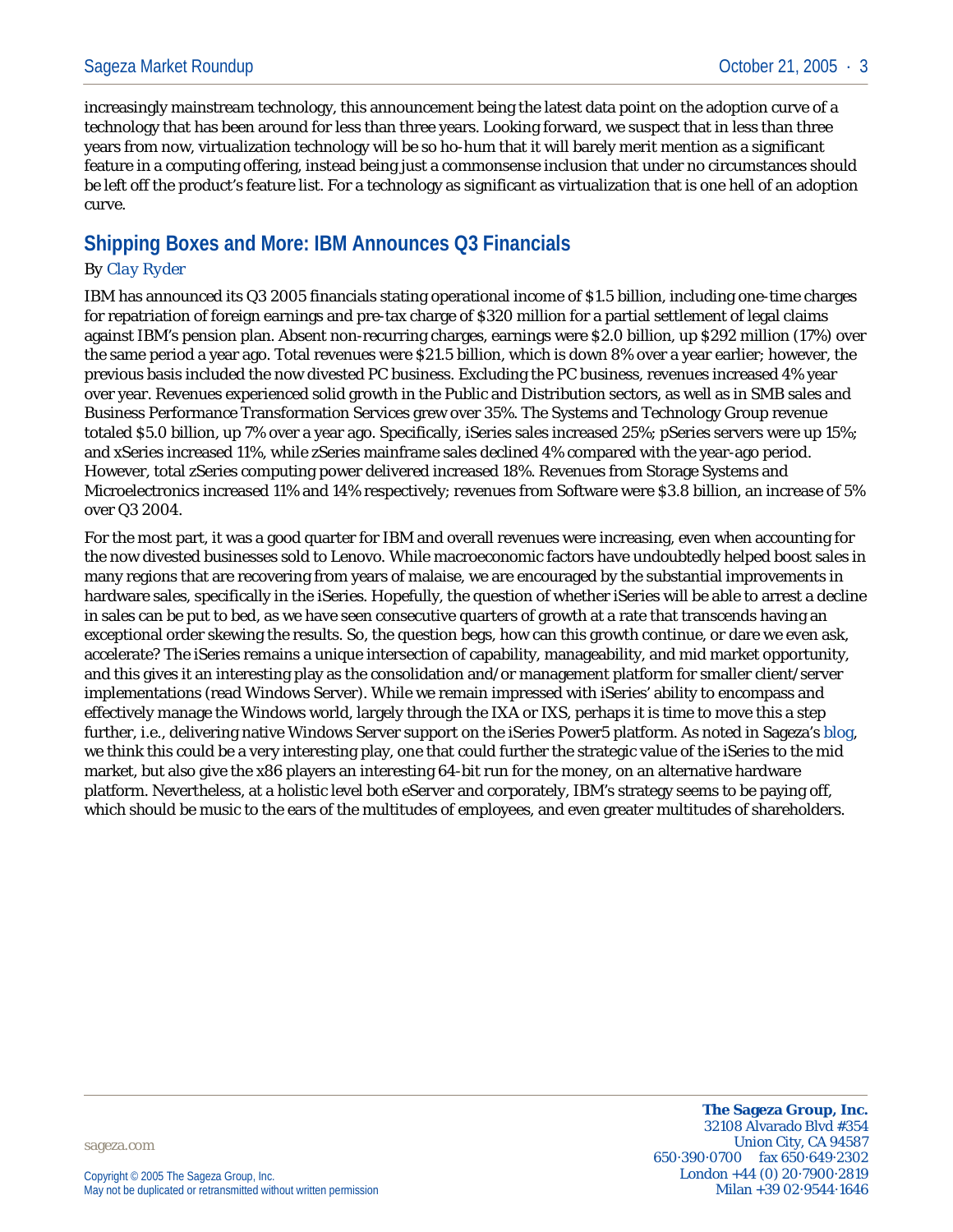increasingly mainstream technology, this announcement being the latest data point on the adoption curve of a technology that has been around for less than three years. Looking forward, we suspect that in less than three years from now, virtualization technology will be so ho-hum that it will barely merit mention as a significant feature in a computing offering, instead being just a commonsense inclusion that under no circumstances should be left off the product's feature list. For a technology as significant as virtualization that is one hell of an adoption curve.

## Shipping Boxes and More: IBM Announces Q3 Financials

By Clay Ryder

IBM has announced its Q3 2005 financials stating operational income of $1.5 billion, including one-time charges for repatriation of foreign earnings and pre-tax charge of $320 million for a partial settlement of legal claims against IBM's pension plan. Absent non-recurring charges, earnings were $2.0 billion, up $292 million (17%) over the same period a year ago. Total revenues were $21.5 billion, which is down 8% over a year earlier; however, the previous basis included the now divested PC business. Excluding the PC business, revenues increased 4% year over year. Revenues experienced solid growth in the Public and Distribution sectors, as well as in SMB sales and Business Performance Transformation Services grew over 35%. The Systems and Technology Group revenue totaled $5.0 billion, up 7% over a year ago. Specifically, iSeries sales increased 25%; pSeries servers were up 15%; and xSeries increased 11%, while zSeries mainframe sales declined 4% compared with the year-ago period. However, total zSeries computing power delivered increased 18%. Revenues from Storage Systems and Microelectronics increased 11% and 14% respectively; revenues from Software were $3.8 billion, an increase of 5% over Q3 2004.

For the most part, it was a good quarter for IBM and overall revenues were increasing, even when accounting for the now divested businesses sold to Lenovo. While macroeconomic factors have undoubtedly helped boost sales in many regions that are recovering from years of malaise, we are encouraged by the substantial improvements in hardware sales, specifically in the iSeries. Hopefully, the question of whether iSeries will be able to arrest a decline in sales can be put to bed, as we have seen consecutive quarters of growth at a rate that transcends having an exceptional order skewing the results. So, the question begs, how can this growth continue, or dare we even ask, accelerate? The iSeries remains a unique intersection of capability, manageability, and mid market opportunity, and this gives it an interesting play as the consolidation and/or management platform for smaller client/server implementations (read Windows Server). While we remain impressed with iSeries' ability to encompass and effectively manage the Windows world, largely through the IXA or IXS, perhaps it is time to move this a step further, i.e., delivering native Windows Server support on the iSeries Power5 platform. As noted in Sageza's blog, we think this could be a very interesting play, one that could further the strategic value of the iSeries to the mid market, but also give the x86 players an interesting 64-bit run for the money, on an alternative hardware platform. Nevertheless, at a holistic level both eServer and corporately, IBM's strategy seems to be paying off, which should be music to the ears of the multitudes of employees, and even greater multitudes of shareholders.